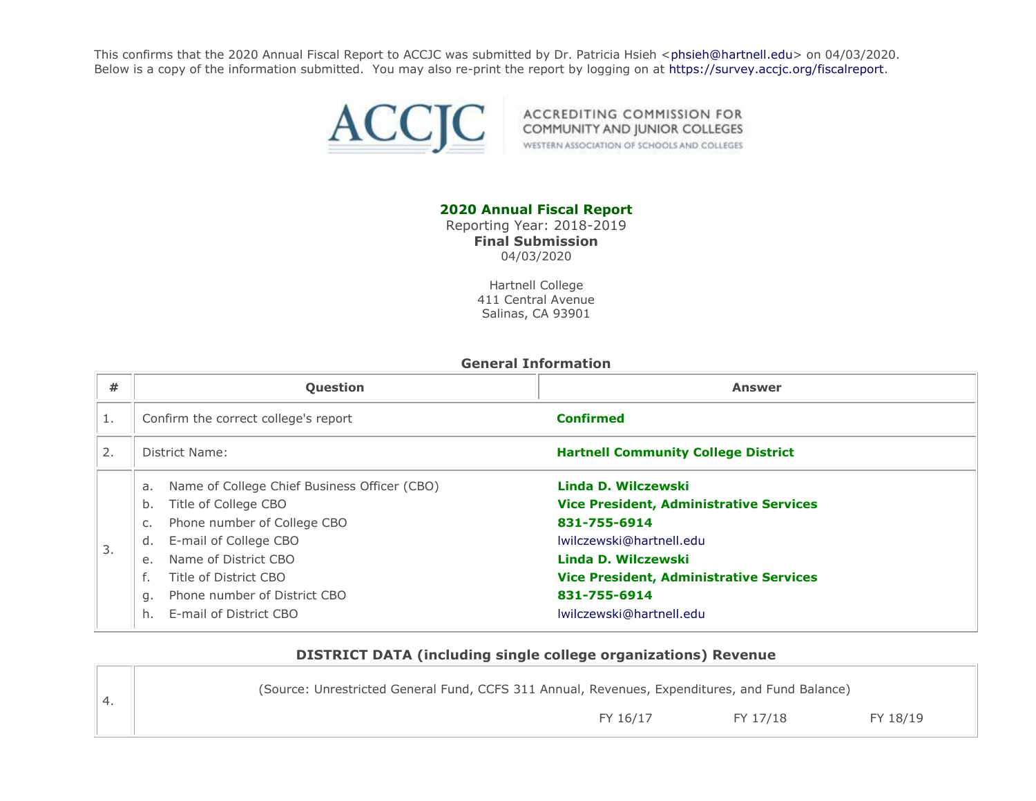This confirms that the 2020 Annual Fiscal Report to ACCJC was submitted by Dr. Patricia Hsieh <phsieh@hartnell.edu> on 04/03/2020. Below is a copy of the information submitted. You may also re-print the report by logging on at https://survey.accjc.org/fiscalreport.

ACCJC ACCREDITING COMMISSION FOR COMMUNITY AND JUNIOR COLLEGES WESTERN ASSOCIATION OF SCHOOLS AND COLLEGES

**2020 Annual Fiscal Report**
Reporting Year: 2018-2019
**Final Submission**
04/03/2020

Hartnell College
411 Central Avenue
Salinas, CA 93901

### General Information

| # | Question | Answer |
|---|---|---|
| 1. | Confirm the correct college's report | **Confirmed** |
| 2. | District Name: | **Hartnell Community College District** |
| 3. | a. Name of College Chief Business Officer (CBO) | **Linda D. Wilczewski** |
| | b. Title of College CBO | **Vice President, Administrative Services** |
| | c. Phone number of College CBO | **831-755-6914** |
| | d. E-mail of College CBO | lwilczewski@hartnell.edu |
| | e. Name of District CBO | **Linda D. Wilczewski** |
| | f. Title of District CBO | **Vice President, Administrative Services** |
| | g. Phone number of District CBO | **831-755-6914** |
| | h. E-mail of District CBO | lwilczewski@hartnell.edu |

### DISTRICT DATA (including single college organizations) Revenue

| # | (Source: Unrestricted General Fund, CCFS 311 Annual, Revenues, Expenditures, and Fund Balance) | FY 16/17 | FY 17/18 | FY 18/19 |
|---|---|---|---|---|
| 4. | | | | |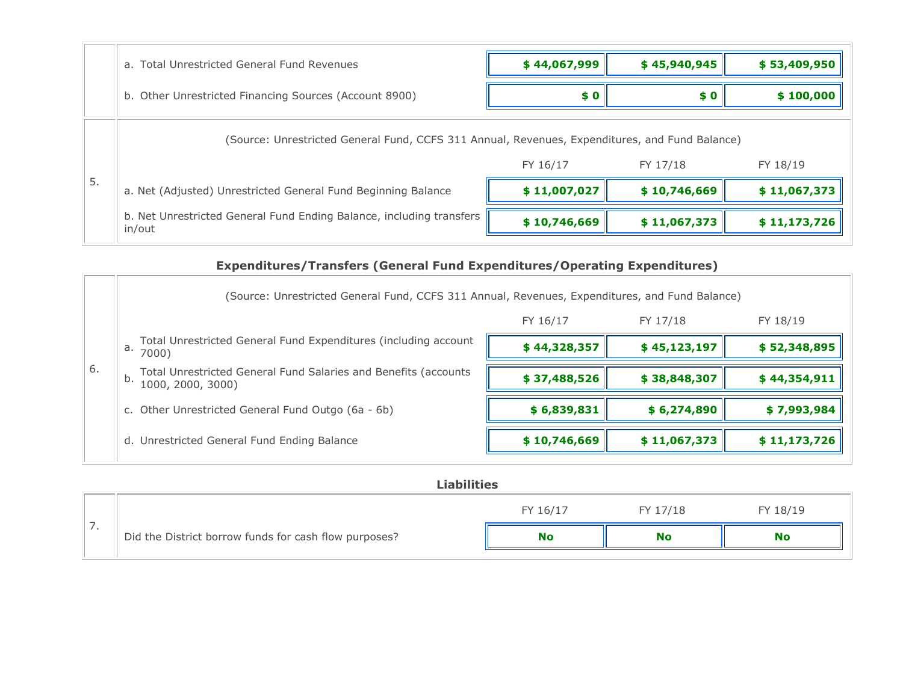| | | | | |
|---|---|---|---|---|
| | a. Total Unrestricted General Fund Revenues | **$ 44,067,999** | **$ 45,940,945** | **$ 53,409,950** |
| | b. Other Unrestricted Financing Sources (Account 8900) | **$ 0** | **$ 0** | **$ 100,000** |

| | (Source: Unrestricted General Fund, CCFS 311 Annual, Revenues, Expenditures, and Fund Balance) | | | |
|---|---|---|---|---|
| | | FY 16/17 | FY 17/18 | FY 18/19 |
| 5. | a. Net (Adjusted) Unrestricted General Fund Beginning Balance | **$ 11,007,027** | **$ 10,746,669** | **$ 11,067,373** |
| | b. Net Unrestricted General Fund Ending Balance, including transfers in/out | **$ 10,746,669** | **$ 11,067,373** | **$ 11,173,726** |

### Expenditures/Transfers (General Fund Expenditures/Operating Expenditures)

| | (Source: Unrestricted General Fund, CCFS 311 Annual, Revenues, Expenditures, and Fund Balance) | | | |
|---|---|---|---|---|
| | | FY 16/17 | FY 17/18 | FY 18/19 |
| 6. | a. Total Unrestricted General Fund Expenditures (including account 7000) | **$ 44,328,357** | **$ 45,123,197** | **$ 52,348,895** |
| | b. Total Unrestricted General Fund Salaries and Benefits (accounts 1000, 2000, 3000) | **$ 37,488,526** | **$ 38,848,307** | **$ 44,354,911** |
| | c. Other Unrestricted General Fund Outgo (6a - 6b) | **$ 6,839,831** | **$ 6,274,890** | **$ 7,993,984** |
| | d. Unrestricted General Fund Ending Balance | **$ 10,746,669** | **$ 11,067,373** | **$ 11,173,726** |

### Liabilities

| | | FY 16/17 | FY 17/18 | FY 18/19 |
|---|---|---|---|---|
| 7. | Did the District borrow funds for cash flow purposes? | **No** | **No** | **No** |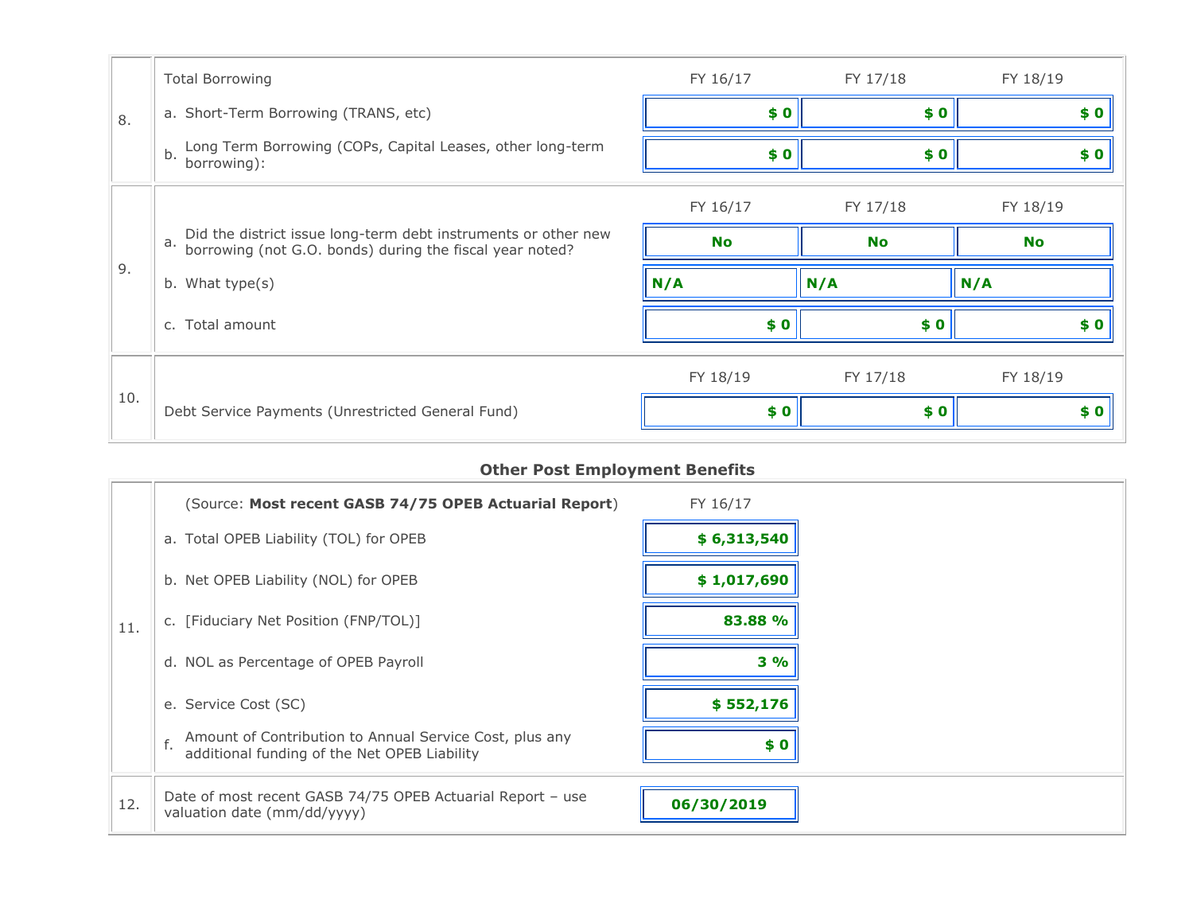| | | FY 16/17 | FY 17/18 | FY 18/19 |
|---|---|---|---|---|
| 8. | Total Borrowing | | | |
| | a. Short-Term Borrowing (TRANS, etc) | $ 0 | $ 0 | $ 0 |
| | b. Long Term Borrowing (COPs, Capital Leases, other long-term borrowing): | $ 0 | $ 0 | $ 0 |

| | | FY 16/17 | FY 17/18 | FY 18/19 |
|---|---|---|---|---|
| 9. | a. Did the district issue long-term debt instruments or other new borrowing (not G.O. bonds) during the fiscal year noted? | No | No | No |
| | b. What type(s) | N/A | N/A | N/A |
| | c. Total amount | $ 0 | $ 0 | $ 0 |

| | | FY 18/19 | FY 17/18 | FY 18/19 |
|---|---|---|---|---|
| 10. | Debt Service Payments (Unrestricted General Fund) | $ 0 | $ 0 | $ 0 |

## Other Post Employment Benefits

| | (Source: **Most recent GASB 74/75 OPEB Actuarial Report**) | FY 16/17 |
|---|---|---|
| 11. | a. Total OPEB Liability (TOL) for OPEB | $ 6,313,540 |
| | b. Net OPEB Liability (NOL) for OPEB | $ 1,017,690 |
| | c. [Fiduciary Net Position (FNP/TOL)] | 83.88 % |
| | d. NOL as Percentage of OPEB Payroll | 3 % |
| | e. Service Cost (SC) | $ 552,176 |
| | f. Amount of Contribution to Annual Service Cost, plus any additional funding of the Net OPEB Liability | $ 0 |
| 12. | Date of most recent GASB 74/75 OPEB Actuarial Report – use valuation date (mm/dd/yyyy) | 06/30/2019 |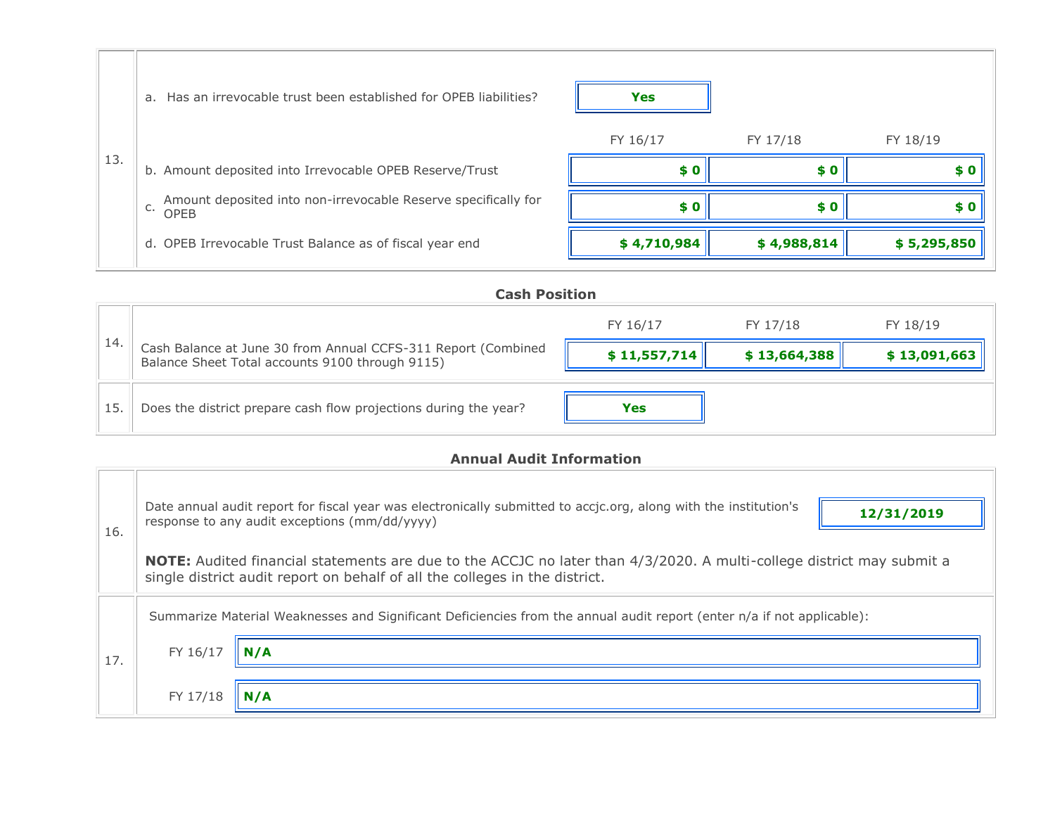| | | | | |
|---|---|---|---|---|
| 13. | a. Has an irrevocable trust been established for OPEB liabilities? | **Yes** | | |
| | | FY 16/17 | FY 17/18 | FY 18/19 |
| | b. Amount deposited into Irrevocable OPEB Reserve/Trust | **$ 0** | **$ 0** | **$ 0** |
| | c. Amount deposited into non-irrevocable Reserve specifically for OPEB | **$ 0** | **$ 0** | **$ 0** |
| | d. OPEB Irrevocable Trust Balance as of fiscal year end | **$ 4,710,984** | **$ 4,988,814** | **$ 5,295,850** |

### Cash Position

| | | FY 16/17 | FY 17/18 | FY 18/19 |
|---|---|---|---|---|
| 14. | Cash Balance at June 30 from Annual CCFS-311 Report (Combined Balance Sheet Total accounts 9100 through 9115) | **$ 11,557,714** | **$ 13,664,388** | **$ 13,091,663** |
| 15. | Does the district prepare cash flow projections during the year? | **Yes** | | |

### Annual Audit Information

| | | |
|---|---|---|
| 16. | Date annual audit report for fiscal year was electronically submitted to accjc.org, along with the institution's response to any audit exceptions (mm/dd/yyyy)<br><br>**NOTE:** Audited financial statements are due to the ACCJC no later than 4/3/2020. A multi-college district may submit a single district audit report on behalf of all the colleges in the district. | **12/31/2019** |

| | | |
|---|---|---|
| 17. | Summarize Material Weaknesses and Significant Deficiencies from the annual audit report (enter n/a if not applicable): | |
| | FY 16/17 | **N/A** |
| | FY 17/18 | **N/A** |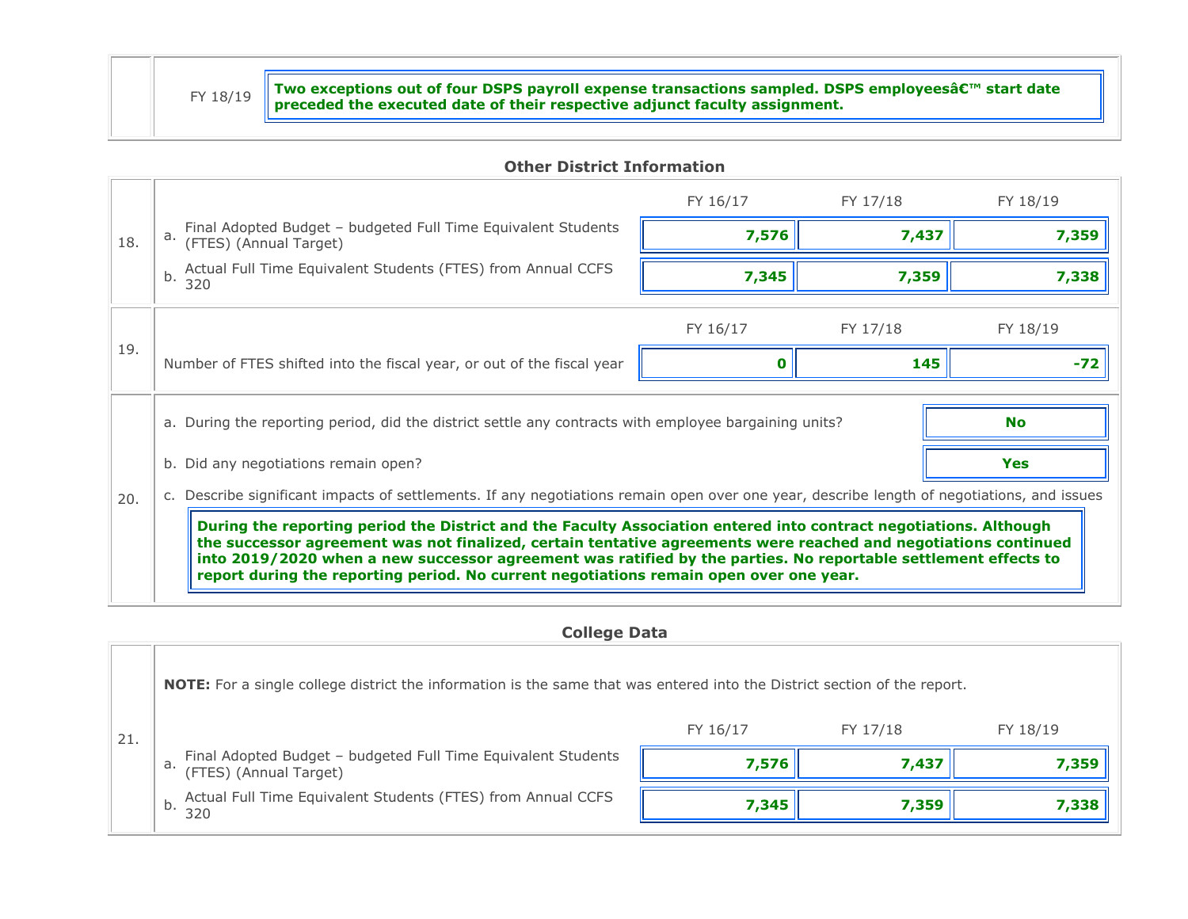| | | |
|---|---|---|
| | FY 18/19 | **Two exceptions out of four DSPS payroll expense transactions sampled. DSPS employeesâ€™ start date preceded the executed date of their respective adjunct faculty assignment.** |

## Other District Information

| | | FY 16/17 | FY 17/18 | FY 18/19 |
|---|---|---|---|---|
| 18. | a. Final Adopted Budget – budgeted Full Time Equivalent Students (FTES) (Annual Target) | **7,576** | **7,437** | **7,359** |
| | b. Actual Full Time Equivalent Students (FTES) from Annual CCFS 320 | **7,345** | **7,359** | **7,338** |
| 19. | Number of FTES shifted into the fiscal year, or out of the fiscal year | **0** | **145** | **-72** |

20.

a. During the reporting period, did the district settle any contracts with employee bargaining units? **No**

b. Did any negotiations remain open? **Yes**

c. Describe significant impacts of settlements. If any negotiations remain open over one year, describe length of negotiations, and issues

**During the reporting period the District and the Faculty Association entered into contract negotiations. Although the successor agreement was not finalized, certain tentative agreements were reached and negotiations continued into 2019/2020 when a new successor agreement was ratified by the parties. No reportable settlement effects to report during the reporting period. No current negotiations remain open over one year.**

## College Data

21.

**NOTE:** For a single college district the information is the same that was entered into the District section of the report.

| | FY 16/17 | FY 17/18 | FY 18/19 |
|---|---|---|---|
| a. Final Adopted Budget – budgeted Full Time Equivalent Students (FTES) (Annual Target) | **7,576** | **7,437** | **7,359** |
| b. Actual Full Time Equivalent Students (FTES) from Annual CCFS 320 | **7,345** | **7,359** | **7,338** |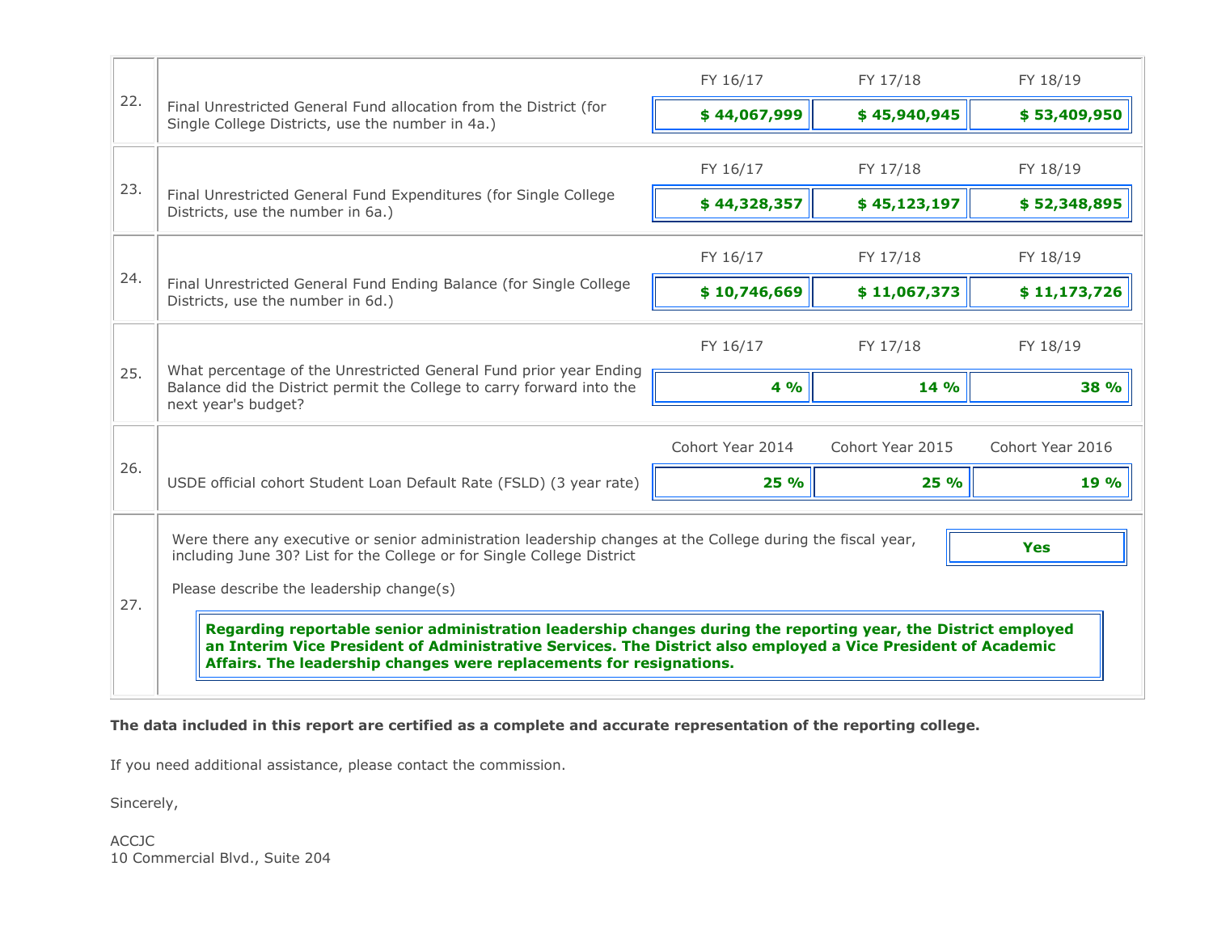| # | Item | FY 16/17 | FY 17/18 | FY 18/19 |
|---|---|---|---|---|
| 22. | Final Unrestricted General Fund allocation from the District (for Single College Districts, use the number in 4a.) | **$ 44,067,999** | **$ 45,940,945** | **$ 53,409,950** |
| 23. | Final Unrestricted General Fund Expenditures (for Single College Districts, use the number in 6a.) | **$ 44,328,357** | **$ 45,123,197** | **$ 52,348,895** |
| 24. | Final Unrestricted General Fund Ending Balance (for Single College Districts, use the number in 6d.) | **$ 10,746,669** | **$ 11,067,373** | **$ 11,173,726** |
| 25. | What percentage of the Unrestricted General Fund prior year Ending Balance did the District permit the College to carry forward into the next year's budget? | **4 %** | **14 %** | **38 %** |

| # | Item | Cohort Year 2014 | Cohort Year 2015 | Cohort Year 2016 |
|---|---|---|---|---|
| 26. | USDE official cohort Student Loan Default Rate (FSLD) (3 year rate) | **25 %** | **25 %** | **19 %** |

27. Were there any executive or senior administration leadership changes at the College during the fiscal year, including June 30? List for the College or for Single College District

**Yes**

Please describe the leadership change(s)

**Regarding reportable senior administration leadership changes during the reporting year, the District employed an Interim Vice President of Administrative Services. The District also employed a Vice President of Academic Affairs. The leadership changes were replacements for resignations.**

**The data included in this report are certified as a complete and accurate representation of the reporting college.**

If you need additional assistance, please contact the commission.

Sincerely,

ACCJC
10 Commercial Blvd., Suite 204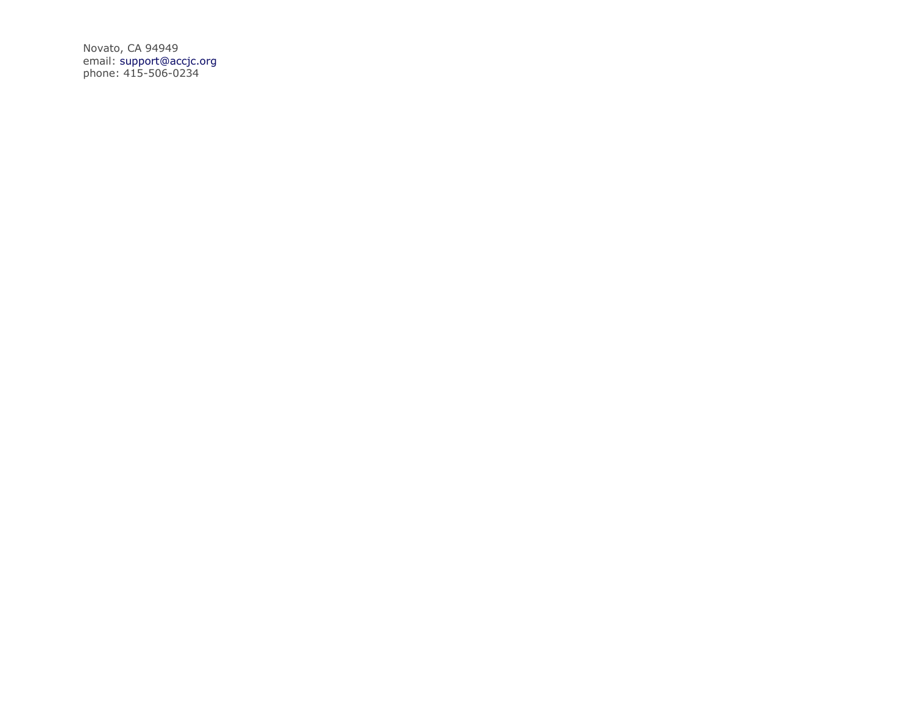Novato, CA 94949
email: support@accjc.org
phone: 415-506-0234